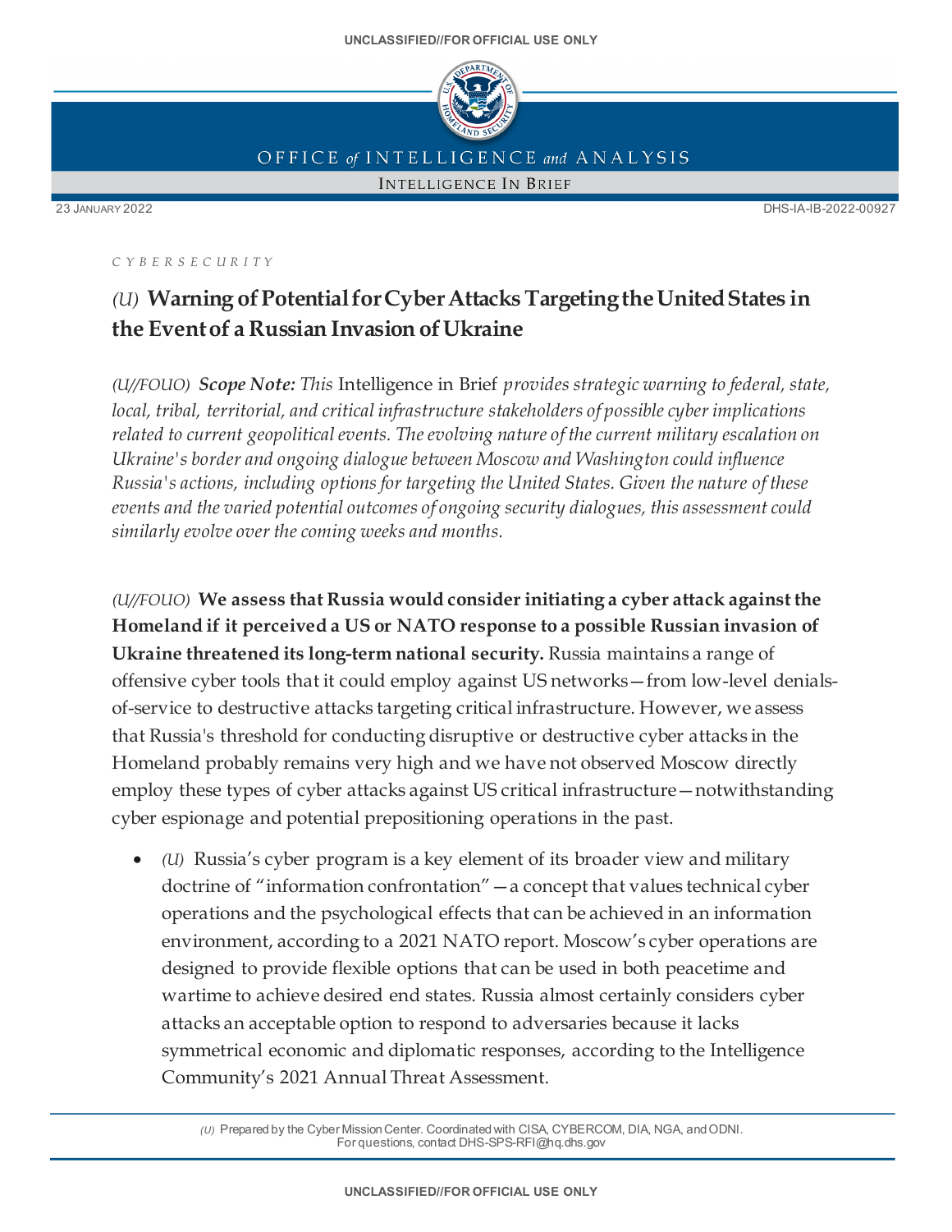UNCLASSIFIED//FOR OFFICIAL USE ONLY

OFFICE of INTELLIGENCE and ANALYSIS

INTELLIGENCE IN BRIEF

23 JANUARY 2022

DHS-IA-IB-2022-00927

*CYBERSECURITY*

# *(U)* Warning of Potential for Cyber Attacks Targeting the United States in the Event of a Russian Invasion of Ukraine

*(U//FOUO)* ***Scope Note:*** *This* Intelligence in Brief *provides strategic warning to federal, state, local, tribal, territorial, and critical infrastructure stakeholders of possible cyber implications related to current geopolitical events. The evolving nature of the current military escalation on Ukraine's border and ongoing dialogue between Moscow and Washington could influence Russia's actions, including options for targeting the United States. Given the nature of these events and the varied potential outcomes of ongoing security dialogues, this assessment could similarly evolve over the coming weeks and months.*

*(U//FOUO)* **We assess that Russia would consider initiating a cyber attack against the Homeland if it perceived a US or NATO response to a possible Russian invasion of Ukraine threatened its long-term national security.** Russia maintains a range of offensive cyber tools that it could employ against US networks—from low-level denials-of-service to destructive attacks targeting critical infrastructure. However, we assess that Russia's threshold for conducting disruptive or destructive cyber attacks in the Homeland probably remains very high and we have not observed Moscow directly employ these types of cyber attacks against US critical infrastructure—notwithstanding cyber espionage and potential prepositioning operations in the past.

- *(U)* Russia's cyber program is a key element of its broader view and military doctrine of "information confrontation"—a concept that values technical cyber operations and the psychological effects that can be achieved in an information environment, according to a 2021 NATO report. Moscow's cyber operations are designed to provide flexible options that can be used in both peacetime and wartime to achieve desired end states. Russia almost certainly considers cyber attacks an acceptable option to respond to adversaries because it lacks symmetrical economic and diplomatic responses, according to the Intelligence Community's 2021 Annual Threat Assessment.

*(U)* Prepared by the Cyber Mission Center. Coordinated with CISA, CYBERCOM, DIA, NGA, and ODNI.
For questions, contact DHS-SPS-RFI@hq.dhs.gov

UNCLASSIFIED//FOR OFFICIAL USE ONLY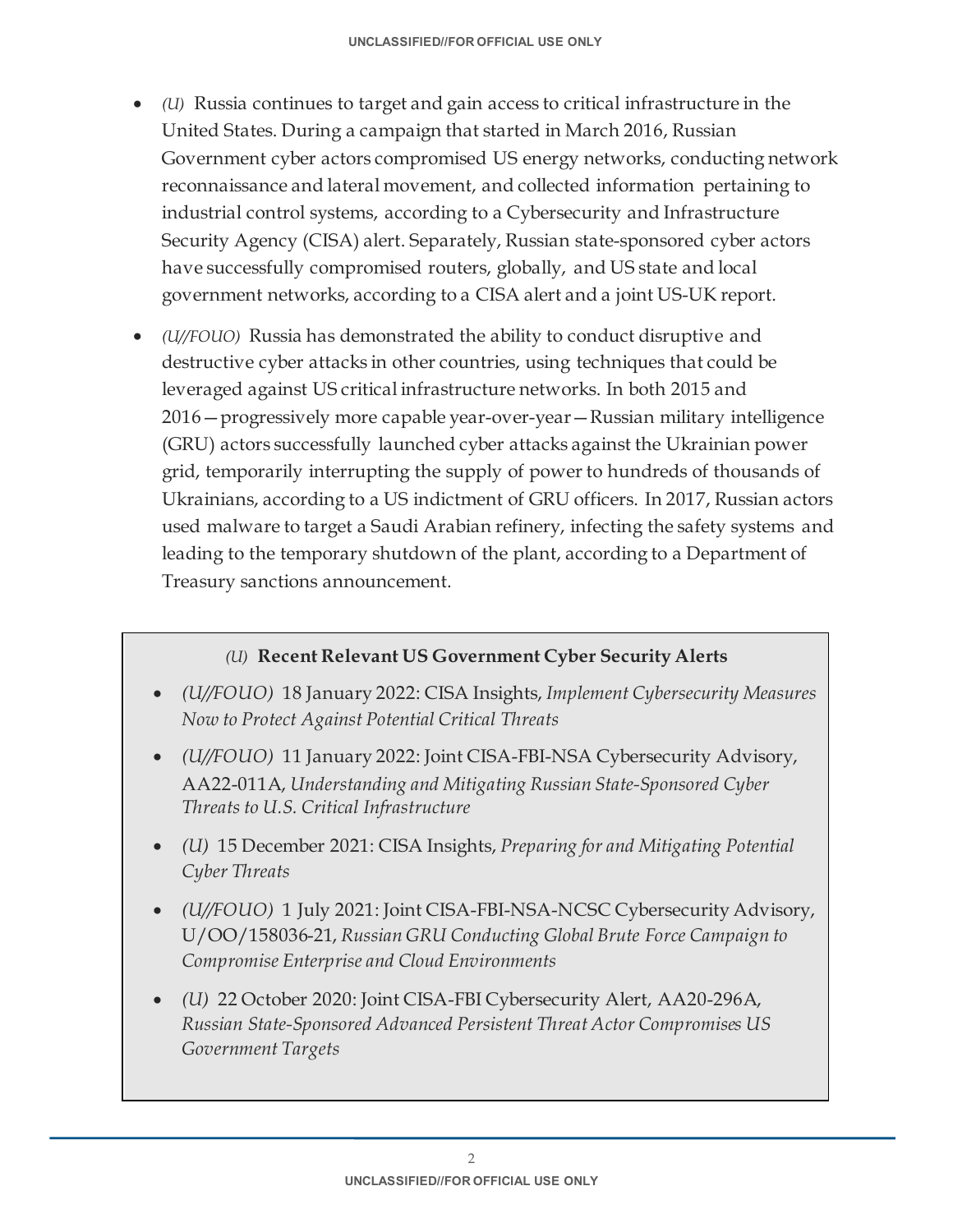- *(U)* Russia continues to target and gain access to critical infrastructure in the United States. During a campaign that started in March 2016, Russian Government cyber actors compromised US energy networks, conducting network reconnaissance and lateral movement, and collected information pertaining to industrial control systems, according to a Cybersecurity and Infrastructure Security Agency (CISA) alert. Separately, Russian state-sponsored cyber actors have successfully compromised routers, globally, and US state and local government networks, according to a CISA alert and a joint US-UK report.

- *(U//FOUO)* Russia has demonstrated the ability to conduct disruptive and destructive cyber attacks in other countries, using techniques that could be leveraged against US critical infrastructure networks. In both 2015 and 2016—progressively more capable year-over-year—Russian military intelligence (GRU) actors successfully launched cyber attacks against the Ukrainian power grid, temporarily interrupting the supply of power to hundreds of thousands of Ukrainians, according to a US indictment of GRU officers. In 2017, Russian actors used malware to target a Saudi Arabian refinery, infecting the safety systems and leading to the temporary shutdown of the plant, according to a Department of Treasury sanctions announcement.

### *(U)* **Recent Relevant US Government Cyber Security Alerts**

- *(U//FOUO)* 18 January 2022: CISA Insights, *Implement Cybersecurity Measures Now to Protect Against Potential Critical Threats*
- *(U//FOUO)* 11 January 2022: Joint CISA-FBI-NSA Cybersecurity Advisory, AA22-011A, *Understanding and Mitigating Russian State-Sponsored Cyber Threats to U.S. Critical Infrastructure*
- *(U)* 15 December 2021: CISA Insights, *Preparing for and Mitigating Potential Cyber Threats*
- *(U//FOUO)* 1 July 2021: Joint CISA-FBI-NSA-NCSC Cybersecurity Advisory, U/OO/158036-21, *Russian GRU Conducting Global Brute Force Campaign to Compromise Enterprise and Cloud Environments*
- *(U)* 22 October 2020: Joint CISA-FBI Cybersecurity Alert, AA20-296A, *Russian State-Sponsored Advanced Persistent Threat Actor Compromises US Government Targets*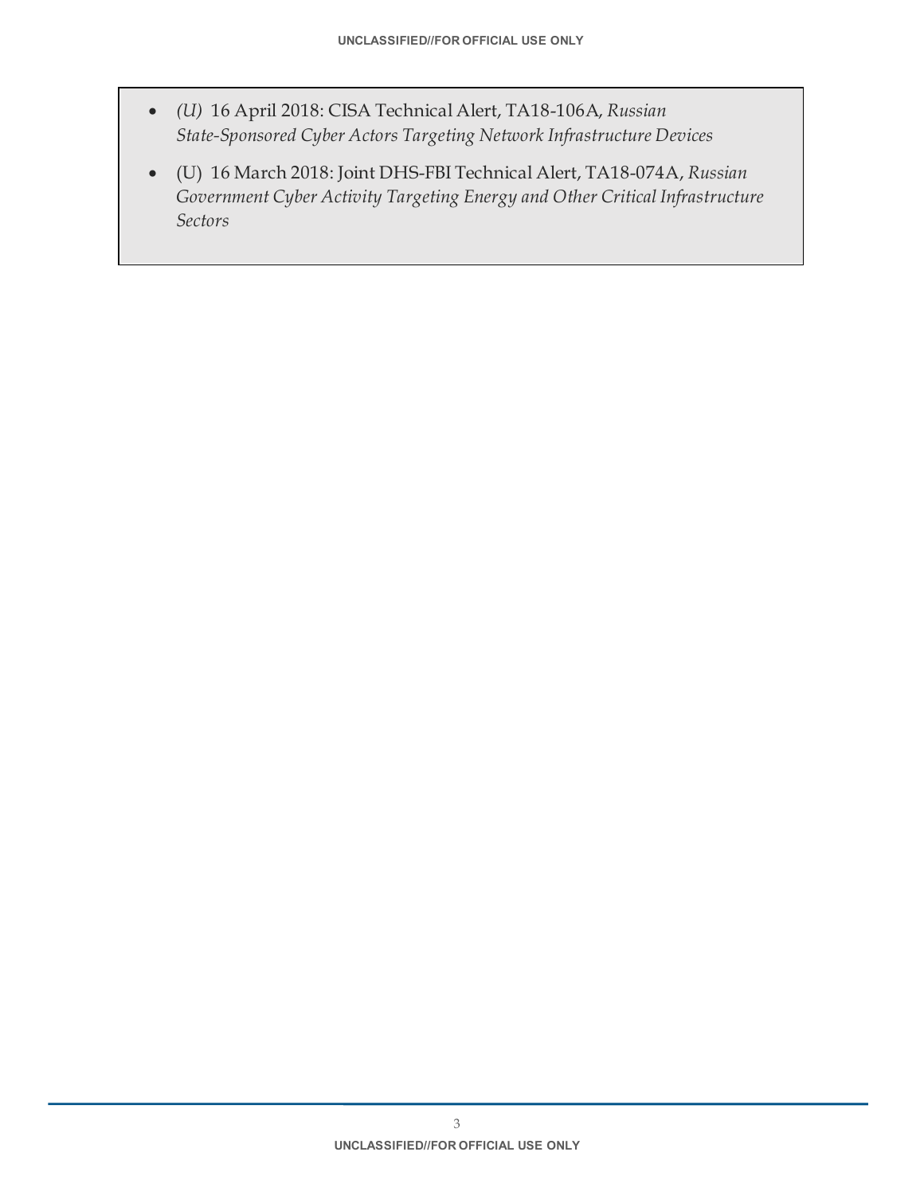- *(U)* 16 April 2018: CISA Technical Alert, TA18-106A, *Russian State-Sponsored Cyber Actors Targeting Network Infrastructure Devices*
- (U) 16 March 2018: Joint DHS-FBI Technical Alert, TA18-074A, *Russian Government Cyber Activity Targeting Energy and Other Critical Infrastructure Sectors*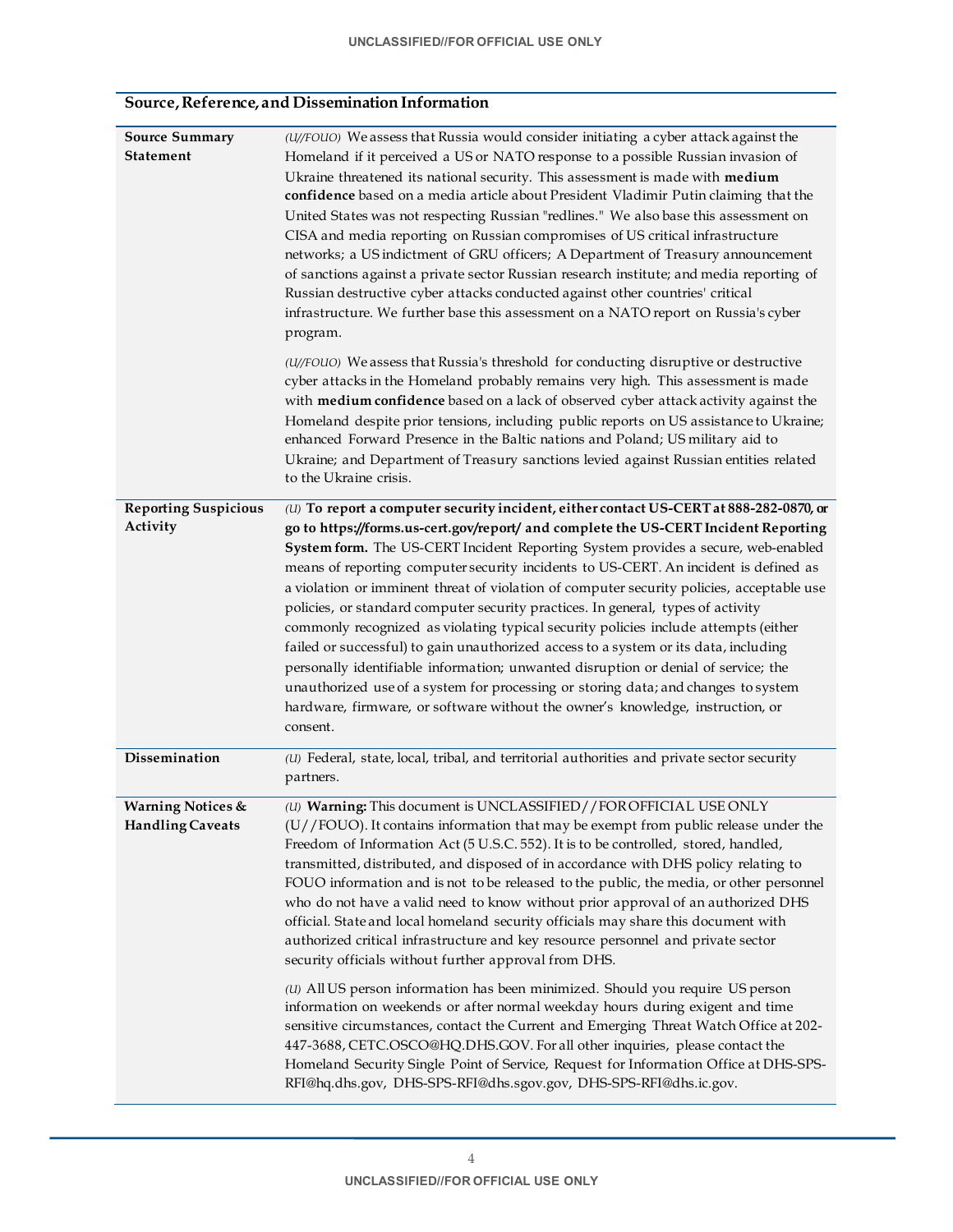## Source, Reference, and Dissemination Information

| | |
|---|---|
| **Source Summary Statement** | *(U//FOUO)* We assess that Russia would consider initiating a cyber attack against the Homeland if it perceived a US or NATO response to a possible Russian invasion of Ukraine threatened its national security. This assessment is made with **medium confidence** based on a media article about President Vladimir Putin claiming that the United States was not respecting Russian "redlines." We also base this assessment on CISA and media reporting on Russian compromises of US critical infrastructure networks; a US indictment of GRU officers; A Department of Treasury announcement of sanctions against a private sector Russian research institute; and media reporting of Russian destructive cyber attacks conducted against other countries' critical infrastructure. We further base this assessment on a NATO report on Russia's cyber program.<br><br>*(U//FOUO)* We assess that Russia's threshold for conducting disruptive or destructive cyber attacks in the Homeland probably remains very high. This assessment is made with **medium confidence** based on a lack of observed cyber attack activity against the Homeland despite prior tensions, including public reports on US assistance to Ukraine; enhanced Forward Presence in the Baltic nations and Poland; US military aid to Ukraine; and Department of Treasury sanctions levied against Russian entities related to the Ukraine crisis. |
| **Reporting Suspicious Activity** | *(U)* **To report a computer security incident, either contact US-CERT at 888-282-0870, or go to https://forms.us-cert.gov/report/ and complete the US-CERT Incident Reporting System form.** The US-CERT Incident Reporting System provides a secure, web-enabled means of reporting computer security incidents to US-CERT. An incident is defined as a violation or imminent threat of violation of computer security policies, acceptable use policies, or standard computer security practices. In general, types of activity commonly recognized as violating typical security policies include attempts (either failed or successful) to gain unauthorized access to a system or its data, including personally identifiable information; unwanted disruption or denial of service; the unauthorized use of a system for processing or storing data; and changes to system hardware, firmware, or software without the owner's knowledge, instruction, or consent. |
| **Dissemination** | *(U)* Federal, state, local, tribal, and territorial authorities and private sector security partners. |
| **Warning Notices & Handling Caveats** | *(U)* **Warning:** This document is UNCLASSIFIED//FOR OFFICIAL USE ONLY (U//FOUO). It contains information that may be exempt from public release under the Freedom of Information Act (5 U.S.C. 552). It is to be controlled, stored, handled, transmitted, distributed, and disposed of in accordance with DHS policy relating to FOUO information and is not to be released to the public, the media, or other personnel who do not have a valid need to know without prior approval of an authorized DHS official. State and local homeland security officials may share this document with authorized critical infrastructure and key resource personnel and private sector security officials without further approval from DHS.<br><br>*(U)* All US person information has been minimized. Should you require US person information on weekends or after normal weekday hours during exigent and time sensitive circumstances, contact the Current and Emerging Threat Watch Office at 202-447-3688, CETC.OSCO@HQ.DHS.GOV. For all other inquiries, please contact the Homeland Security Single Point of Service, Request for Information Office at DHS-SPS-RFI@hq.dhs.gov, DHS-SPS-RFI@dhs.sgov.gov, DHS-SPS-RFI@dhs.ic.gov. |